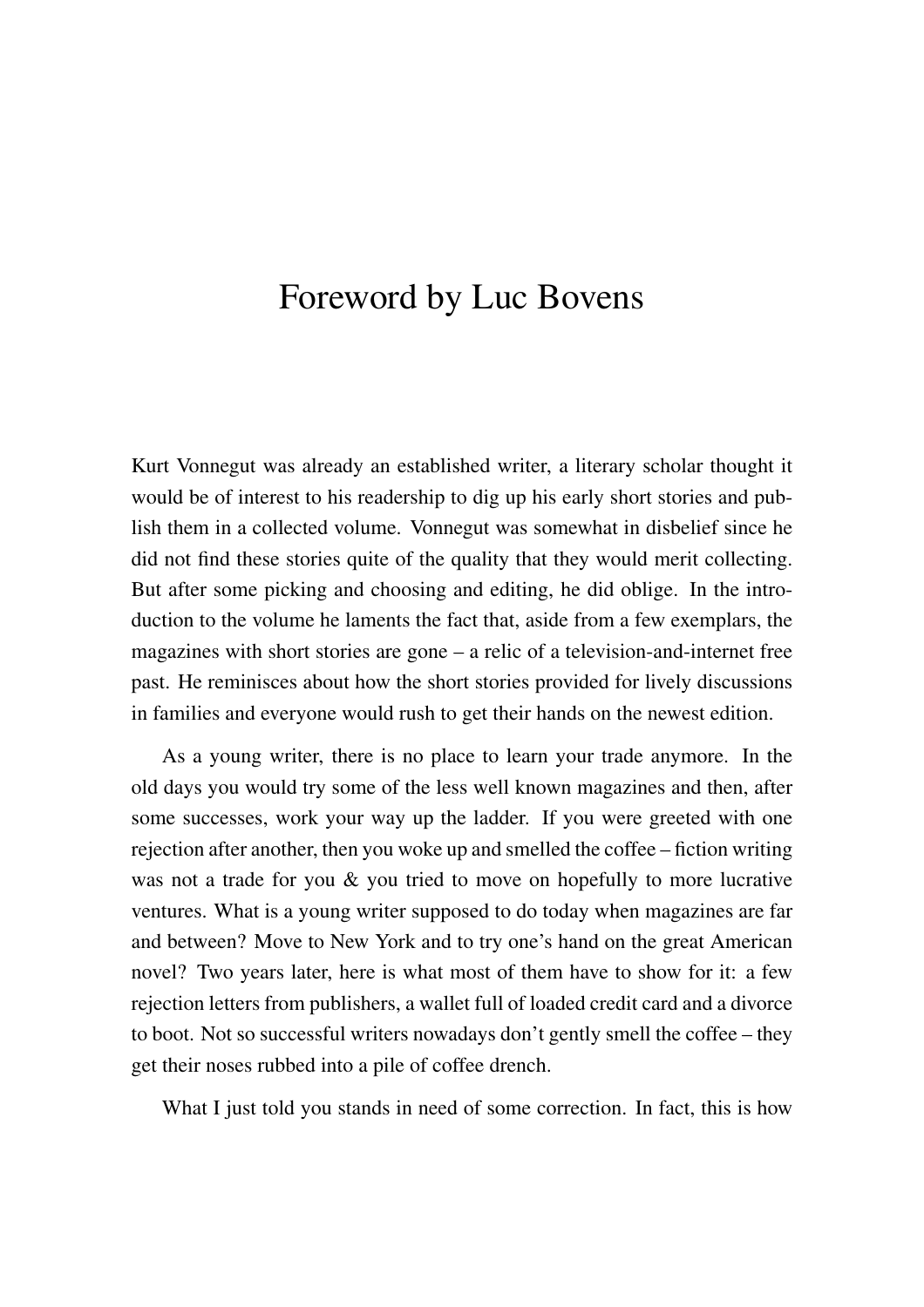# Foreword by Luc Bovens

Kurt Vonnegut was already an established writer, a literary scholar thought it would be of interest to his readership to dig up his early short stories and publish them in a collected volume. Vonnegut was somewhat in disbelief since he did not find these stories quite of the quality that they would merit collecting. But after some picking and choosing and editing, he did oblige. In the introduction to the volume he laments the fact that, aside from a few exemplars, the magazines with short stories are gone – a relic of a television-and-internet free past. He reminisces about how the short stories provided for lively discussions in families and everyone would rush to get their hands on the newest edition.

As a young writer, there is no place to learn your trade anymore. In the old days you would try some of the less well known magazines and then, after some successes, work your way up the ladder. If you were greeted with one rejection after another, then you woke up and smelled the coffee – fiction writing was not a trade for you & you tried to move on hopefully to more lucrative ventures. What is a young writer supposed to do today when magazines are far and between? Move to New York and to try one's hand on the great American novel? Two years later, here is what most of them have to show for it: a few rejection letters from publishers, a wallet full of loaded credit card and a divorce to boot. Not so successful writers nowadays don't gently smell the coffee – they get their noses rubbed into a pile of coffee drench.

What I just told you stands in need of some correction. In fact, this is how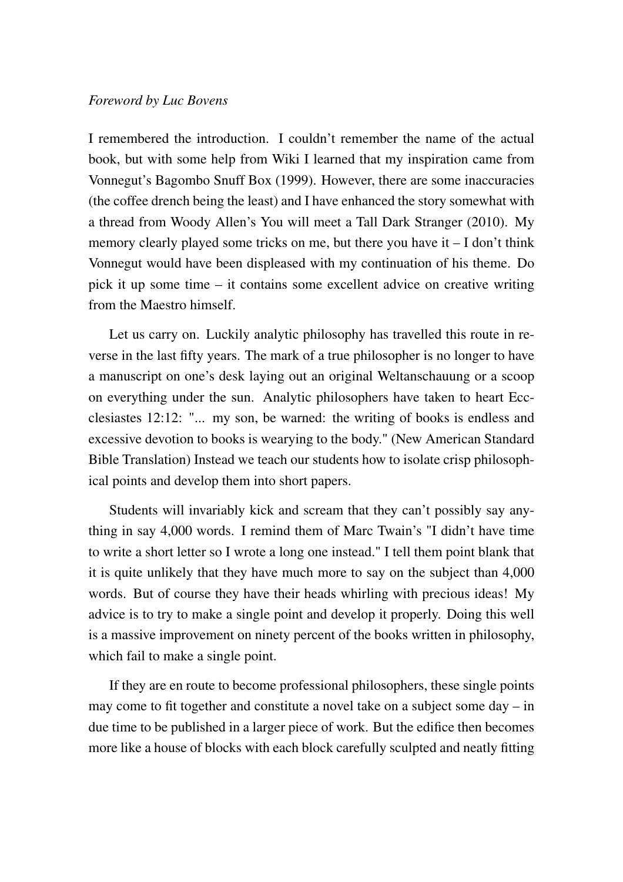*Foreword by Luc Bovens*

I remembered the introduction. I couldn't remember the name of the actual book, but with some help from Wiki I learned that my inspiration came from Vonnegut's Bagombo Snuff Box (1999). However, there are some inaccuracies (the coffee drench being the least) and I have enhanced the story somewhat with a thread from Woody Allen's You will meet a Tall Dark Stranger (2010). My memory clearly played some tricks on me, but there you have it – I don't think Vonnegut would have been displeased with my continuation of his theme. Do pick it up some time – it contains some excellent advice on creative writing from the Maestro himself.

Let us carry on. Luckily analytic philosophy has travelled this route in reverse in the last fifty years. The mark of a true philosopher is no longer to have a manuscript on one's desk laying out an original Weltanschauung or a scoop on everything under the sun. Analytic philosophers have taken to heart Eccclesiastes 12:12: "... my son, be warned: the writing of books is endless and excessive devotion to books is wearying to the body." (New American Standard Bible Translation) Instead we teach our students how to isolate crisp philosophical points and develop them into short papers.

Students will invariably kick and scream that they can't possibly say anything in say 4,000 words. I remind them of Marc Twain's "I didn't have time to write a short letter so I wrote a long one instead." I tell them point blank that it is quite unlikely that they have much more to say on the subject than 4,000 words. But of course they have their heads whirling with precious ideas! My advice is to try to make a single point and develop it properly. Doing this well is a massive improvement on ninety percent of the books written in philosophy, which fail to make a single point.

If they are en route to become professional philosophers, these single points may come to fit together and constitute a novel take on a subject some day – in due time to be published in a larger piece of work. But the edifice then becomes more like a house of blocks with each block carefully sculpted and neatly fitting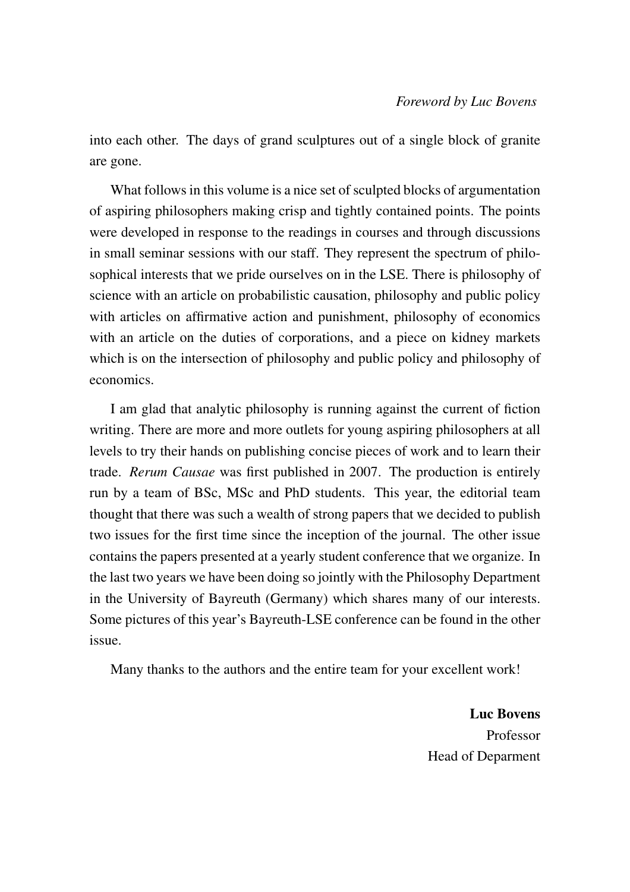into each other. The days of grand sculptures out of a single block of granite are gone.

What follows in this volume is a nice set of sculpted blocks of argumentation of aspiring philosophers making crisp and tightly contained points. The points were developed in response to the readings in courses and through discussions in small seminar sessions with our staff. They represent the spectrum of philosophical interests that we pride ourselves on in the LSE. There is philosophy of science with an article on probabilistic causation, philosophy and public policy with articles on affirmative action and punishment, philosophy of economics with an article on the duties of corporations, and a piece on kidney markets which is on the intersection of philosophy and public policy and philosophy of economics.

I am glad that analytic philosophy is running against the current of fiction writing. There are more and more outlets for young aspiring philosophers at all levels to try their hands on publishing concise pieces of work and to learn their trade. *Rerum Causae* was first published in 2007. The production is entirely run by a team of BSc, MSc and PhD students. This year, the editorial team thought that there was such a wealth of strong papers that we decided to publish two issues for the first time since the inception of the journal. The other issue contains the papers presented at a yearly student conference that we organize. In the last two years we have been doing so jointly with the Philosophy Department in the University of Bayreuth (Germany) which shares many of our interests. Some pictures of this year's Bayreuth-LSE conference can be found in the other issue.

Many thanks to the authors and the entire team for your excellent work!

**Luc Bovens**
Professor
Head of Deparment